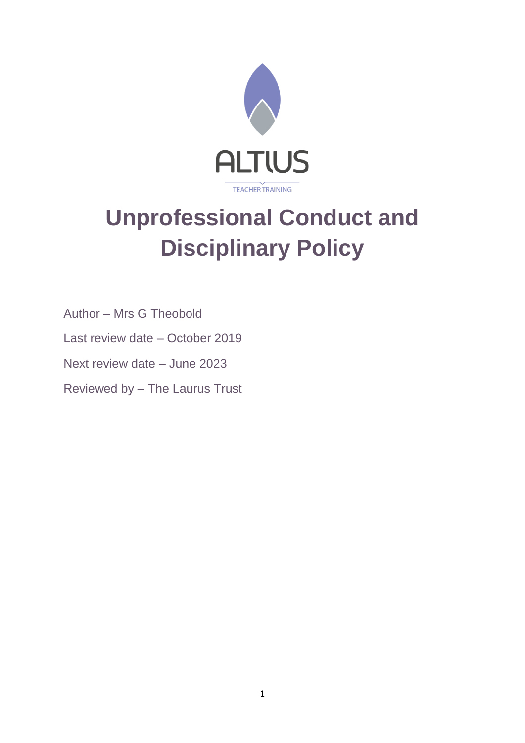ALTIUS

TEACHER TRAINING

# Unprofessional Conduct and Disciplinary Policy

Author – Mrs G Theobold

Last review date – October 2019

Next review date – June 2023

Reviewed by – The Laurus Trust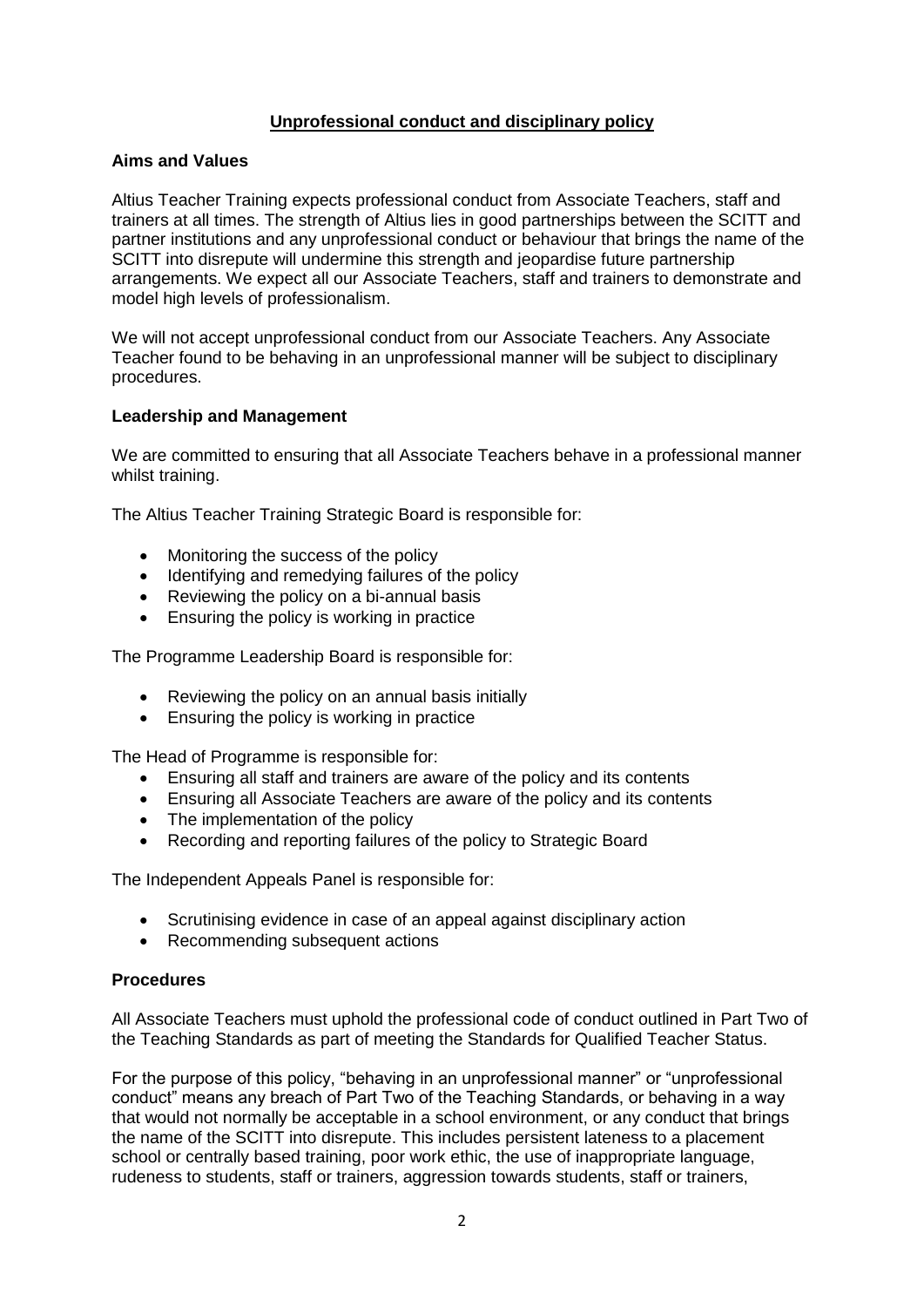## Unprofessional conduct and disciplinary policy

### Aims and Values

Altius Teacher Training expects professional conduct from Associate Teachers, staff and trainers at all times. The strength of Altius lies in good partnerships between the SCITT and partner institutions and any unprofessional conduct or behaviour that brings the name of the SCITT into disrepute will undermine this strength and jeopardise future partnership arrangements. We expect all our Associate Teachers, staff and trainers to demonstrate and model high levels of professionalism.

We will not accept unprofessional conduct from our Associate Teachers. Any Associate Teacher found to be behaving in an unprofessional manner will be subject to disciplinary procedures.

### Leadership and Management

We are committed to ensuring that all Associate Teachers behave in a professional manner whilst training.

The Altius Teacher Training Strategic Board is responsible for:

- Monitoring the success of the policy
- Identifying and remedying failures of the policy
- Reviewing the policy on a bi-annual basis
- Ensuring the policy is working in practice

The Programme Leadership Board is responsible for:

- Reviewing the policy on an annual basis initially
- Ensuring the policy is working in practice

The Head of Programme is responsible for:

- Ensuring all staff and trainers are aware of the policy and its contents
- Ensuring all Associate Teachers are aware of the policy and its contents
- The implementation of the policy
- Recording and reporting failures of the policy to Strategic Board

The Independent Appeals Panel is responsible for:

- Scrutinising evidence in case of an appeal against disciplinary action
- Recommending subsequent actions

### Procedures

All Associate Teachers must uphold the professional code of conduct outlined in Part Two of the Teaching Standards as part of meeting the Standards for Qualified Teacher Status.

For the purpose of this policy, "behaving in an unprofessional manner" or "unprofessional conduct" means any breach of Part Two of the Teaching Standards, or behaving in a way that would not normally be acceptable in a school environment, or any conduct that brings the name of the SCITT into disrepute. This includes persistent lateness to a placement school or centrally based training, poor work ethic, the use of inappropriate language, rudeness to students, staff or trainers, aggression towards students, staff or trainers,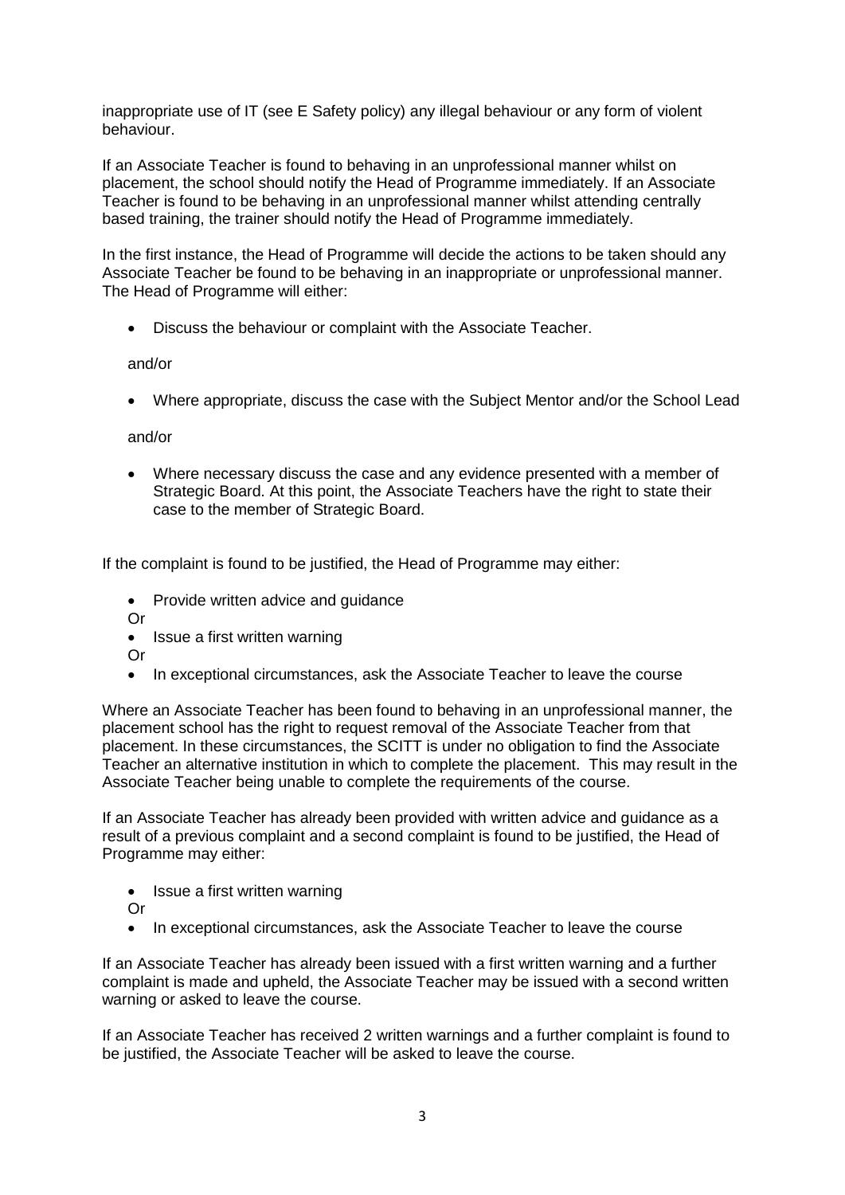inappropriate use of IT (see E Safety policy) any illegal behaviour or any form of violent behaviour.

If an Associate Teacher is found to behaving in an unprofessional manner whilst on placement, the school should notify the Head of Programme immediately. If an Associate Teacher is found to be behaving in an unprofessional manner whilst attending centrally based training, the trainer should notify the Head of Programme immediately.

In the first instance, the Head of Programme will decide the actions to be taken should any Associate Teacher be found to be behaving in an inappropriate or unprofessional manner. The Head of Programme will either:

- Discuss the behaviour or complaint with the Associate Teacher.

  and/or

- Where appropriate, discuss the case with the Subject Mentor and/or the School Lead

  and/or

- Where necessary discuss the case and any evidence presented with a member of Strategic Board. At this point, the Associate Teachers have the right to state their case to the member of Strategic Board.

If the complaint is found to be justified, the Head of Programme may either:

- Provide written advice and guidance

Or

- Issue a first written warning

Or

- In exceptional circumstances, ask the Associate Teacher to leave the course

Where an Associate Teacher has been found to behaving in an unprofessional manner, the placement school has the right to request removal of the Associate Teacher from that placement. In these circumstances, the SCITT is under no obligation to find the Associate Teacher an alternative institution in which to complete the placement. This may result in the Associate Teacher being unable to complete the requirements of the course.

If an Associate Teacher has already been provided with written advice and guidance as a result of a previous complaint and a second complaint is found to be justified, the Head of Programme may either:

- Issue a first written warning

Or

- In exceptional circumstances, ask the Associate Teacher to leave the course

If an Associate Teacher has already been issued with a first written warning and a further complaint is made and upheld, the Associate Teacher may be issued with a second written warning or asked to leave the course.

If an Associate Teacher has received 2 written warnings and a further complaint is found to be justified, the Associate Teacher will be asked to leave the course.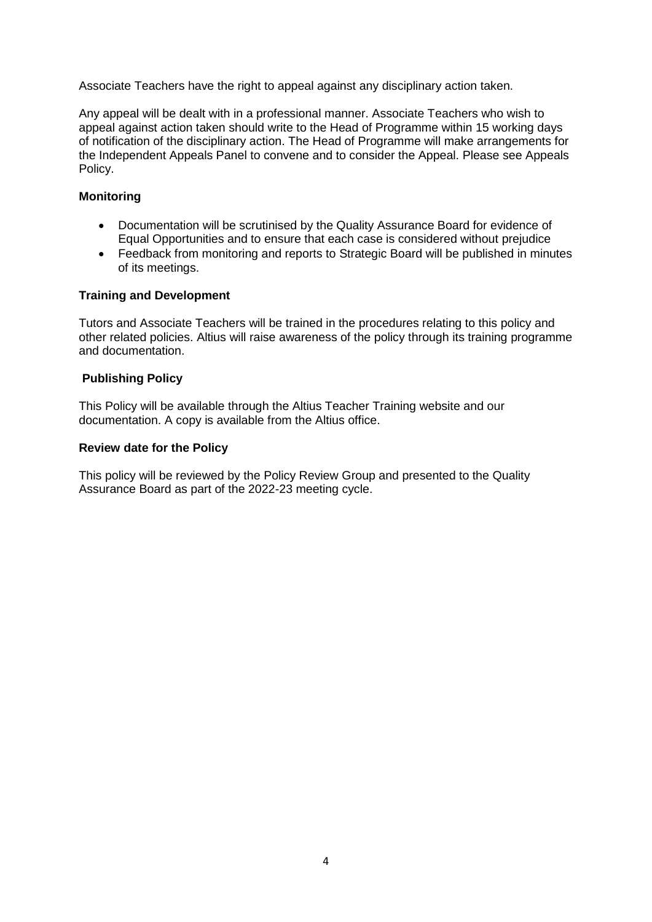Associate Teachers have the right to appeal against any disciplinary action taken.

Any appeal will be dealt with in a professional manner. Associate Teachers who wish to appeal against action taken should write to the Head of Programme within 15 working days of notification of the disciplinary action. The Head of Programme will make arrangements for the Independent Appeals Panel to convene and to consider the Appeal. Please see Appeals Policy.

**Monitoring**

- Documentation will be scrutinised by the Quality Assurance Board for evidence of Equal Opportunities and to ensure that each case is considered without prejudice
- Feedback from monitoring and reports to Strategic Board will be published in minutes of its meetings.

**Training and Development**

Tutors and Associate Teachers will be trained in the procedures relating to this policy and other related policies. Altius will raise awareness of the policy through its training programme and documentation.

**Publishing Policy**

This Policy will be available through the Altius Teacher Training website and our documentation. A copy is available from the Altius office.

**Review date for the Policy**

This policy will be reviewed by the Policy Review Group and presented to the Quality Assurance Board as part of the 2022-23 meeting cycle.